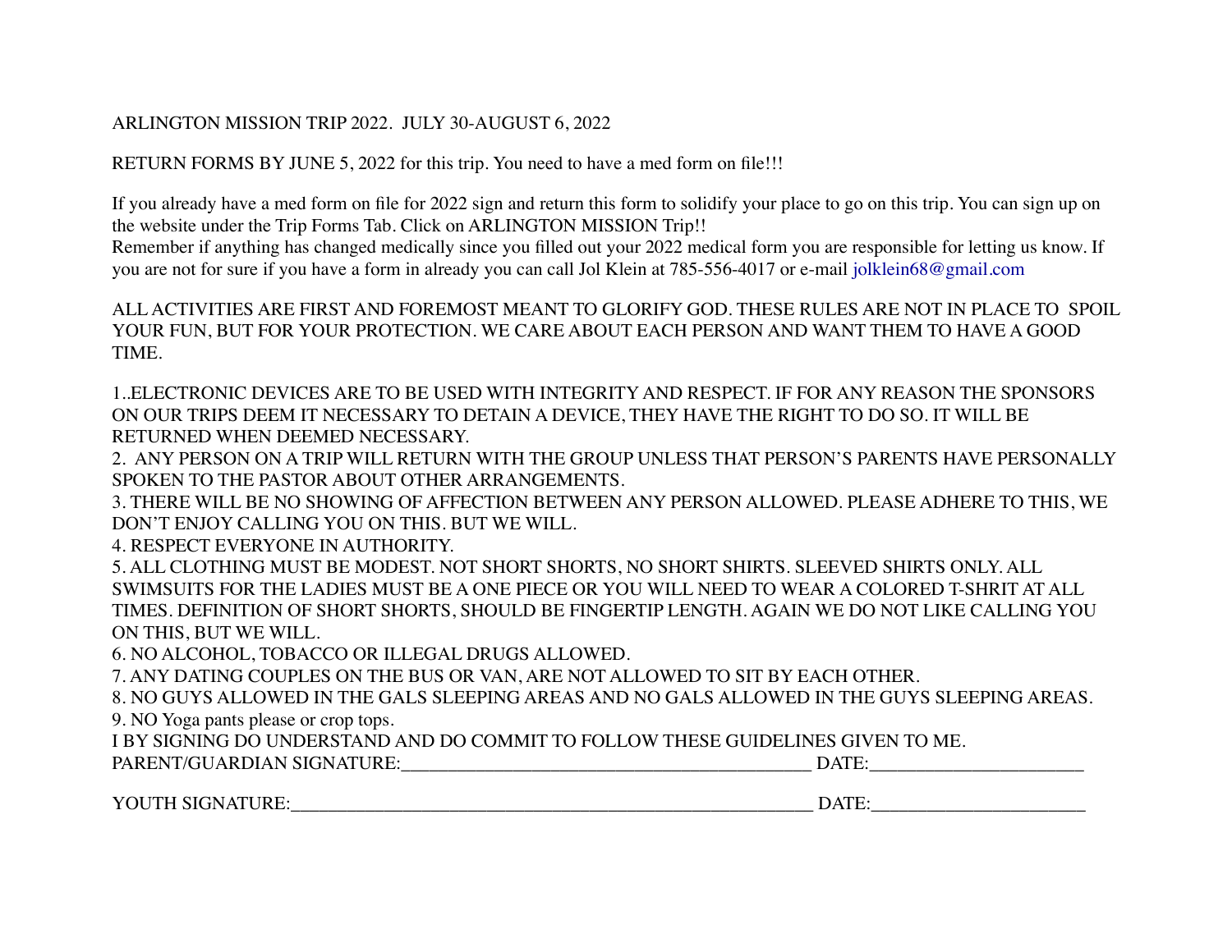ARLINGTON MISSION TRIP 2022. JULY 30-AUGUST 6, 2022

RETURN FORMS BY JUNE 5, 2022 for this trip. You need to have a med form on file!!!

If you already have a med form on file for 2022 sign and return this form to solidify your place to go on this trip. You can sign up on the website under the Trip Forms Tab. Click on ARLINGTON MISSION Trip!!
Remember if anything has changed medically since you filled out your 2022 medical form you are responsible for letting us know. If you are not for sure if you have a form in already you can call Jol Klein at 785-556-4017 or e-mail jolklein68@gmail.com

ALL ACTIVITIES ARE FIRST AND FOREMOST MEANT TO GLORIFY GOD. THESE RULES ARE NOT IN PLACE TO SPOIL YOUR FUN, BUT FOR YOUR PROTECTION. WE CARE ABOUT EACH PERSON AND WANT THEM TO HAVE A GOOD TIME.

1..ELECTRONIC DEVICES ARE TO BE USED WITH INTEGRITY AND RESPECT. IF FOR ANY REASON THE SPONSORS ON OUR TRIPS DEEM IT NECESSARY TO DETAIN A DEVICE, THEY HAVE THE RIGHT TO DO SO. IT WILL BE RETURNED WHEN DEEMED NECESSARY.
2. ANY PERSON ON A TRIP WILL RETURN WITH THE GROUP UNLESS THAT PERSON'S PARENTS HAVE PERSONALLY SPOKEN TO THE PASTOR ABOUT OTHER ARRANGEMENTS.
3. THERE WILL BE NO SHOWING OF AFFECTION BETWEEN ANY PERSON ALLOWED. PLEASE ADHERE TO THIS, WE DON'T ENJOY CALLING YOU ON THIS. BUT WE WILL.
4. RESPECT EVERYONE IN AUTHORITY.
5. ALL CLOTHING MUST BE MODEST. NOT SHORT SHORTS, NO SHORT SHIRTS. SLEEVED SHIRTS ONLY. ALL SWIMSUITS FOR THE LADIES MUST BE A ONE PIECE OR YOU WILL NEED TO WEAR A COLORED T-SHRIT AT ALL TIMES. DEFINITION OF SHORT SHORTS, SHOULD BE FINGERTIP LENGTH. AGAIN WE DO NOT LIKE CALLING YOU ON THIS, BUT WE WILL.
6. NO ALCOHOL, TOBACCO OR ILLEGAL DRUGS ALLOWED.
7. ANY DATING COUPLES ON THE BUS OR VAN, ARE NOT ALLOWED TO SIT BY EACH OTHER.
8. NO GUYS ALLOWED IN THE GALS SLEEPING AREAS AND NO GALS ALLOWED IN THE GUYS SLEEPING AREAS.
9. NO Yoga pants please or crop tops.

I BY SIGNING DO UNDERSTAND AND DO COMMIT TO FOLLOW THESE GUIDELINES GIVEN TO ME.

PARENT/GUARDIAN SIGNATURE:_____________________________________________ DATE:_______________________

YOUTH SIGNATURE:__________________________________________________________ DATE:_______________________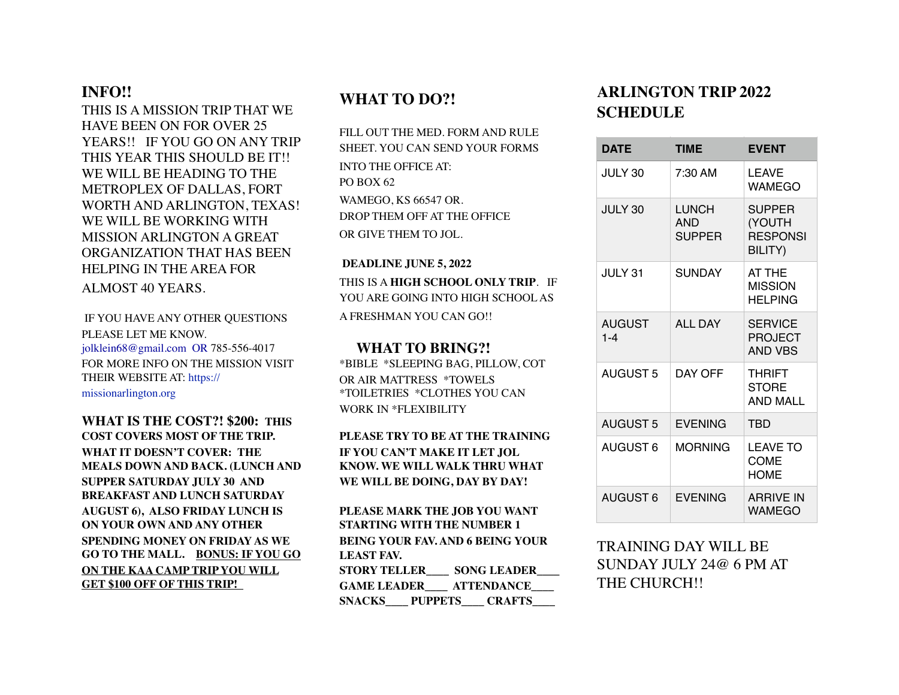## INFO!!

THIS IS A MISSION TRIP THAT WE HAVE BEEN ON FOR OVER 25 YEARS!! IF YOU GO ON ANY TRIP THIS YEAR THIS SHOULD BE IT!! WE WILL BE HEADING TO THE METROPLEX OF DALLAS, FORT WORTH AND ARLINGTON, TEXAS! WE WILL BE WORKING WITH MISSION ARLINGTON A GREAT ORGANIZATION THAT HAS BEEN HELPING IN THE AREA FOR ALMOST 40 YEARS.

IF YOU HAVE ANY OTHER QUESTIONS PLEASE LET ME KNOW. jolklein68@gmail.com OR 785-556-4017 FOR MORE INFO ON THE MISSION VISIT THEIR WEBSITE AT: https://missionarlington.org

**WHAT IS THE COST?! $200: THIS COST COVERS MOST OF THE TRIP. WHAT IT DOESN'T COVER: THE MEALS DOWN AND BACK. (LUNCH AND SUPPER SATURDAY JULY 30 AND BREAKFAST AND LUNCH SATURDAY AUGUST 6), ALSO FRIDAY LUNCH IS ON YOUR OWN AND ANY OTHER SPENDING MONEY ON FRIDAY AS WE GO TO THE MALL. <u>BONUS: IF YOU GO ON THE KAA CAMP TRIP YOU WILL GET $100 OFF OF THIS TRIP!</u>**

## WHAT TO DO?!

FILL OUT THE MED. FORM AND RULE SHEET. YOU CAN SEND YOUR FORMS INTO THE OFFICE AT:
PO BOX 62
WAMEGO, KS 66547 OR.
DROP THEM OFF AT THE OFFICE OR GIVE THEM TO JOL.

**DEADLINE JUNE 5, 2022**

THIS IS A **HIGH SCHOOL ONLY TRIP**. IF YOU ARE GOING INTO HIGH SCHOOL AS A FRESHMAN YOU CAN GO!!

## WHAT TO BRING?!

*BIBLE *SLEEPING BAG, PILLOW, COT OR AIR MATTRESS *TOWELS *TOILETRIES *CLOTHES YOU CAN WORK IN *FLEXIBILITY

**PLEASE TRY TO BE AT THE TRAINING IF YOU CAN'T MAKE IT LET JOL KNOW. WE WILL WALK THRU WHAT WE WILL BE DOING, DAY BY DAY!**

**PLEASE MARK THE JOB YOU WANT STARTING WITH THE NUMBER 1 BEING YOUR FAV. AND 6 BEING YOUR LEAST FAV.**

**STORY TELLER____ SONG LEADER____ GAME LEADER____ ATTENDANCE____ SNACKS____ PUPPETS____ CRAFTS____**

## ARLINGTON TRIP 2022 SCHEDULE

| DATE | TIME | EVENT |
|---|---|---|
| JULY 30 | 7:30 AM | LEAVE WAMEGO |
| JULY 30 | LUNCH AND SUPPER | SUPPER (YOUTH RESPONSIBILITY) |
| JULY 31 | SUNDAY | AT THE MISSION HELPING |
| AUGUST 1-4 | ALL DAY | SERVICE PROJECT AND VBS |
| AUGUST 5 | DAY OFF | THRIFT STORE AND MALL |
| AUGUST 5 | EVENING | TBD |
| AUGUST 6 | MORNING | LEAVE TO COME HOME |
| AUGUST 6 | EVENING | ARRIVE IN WAMEGO |

TRAINING DAY WILL BE SUNDAY JULY 24@ 6 PM AT THE CHURCH!!